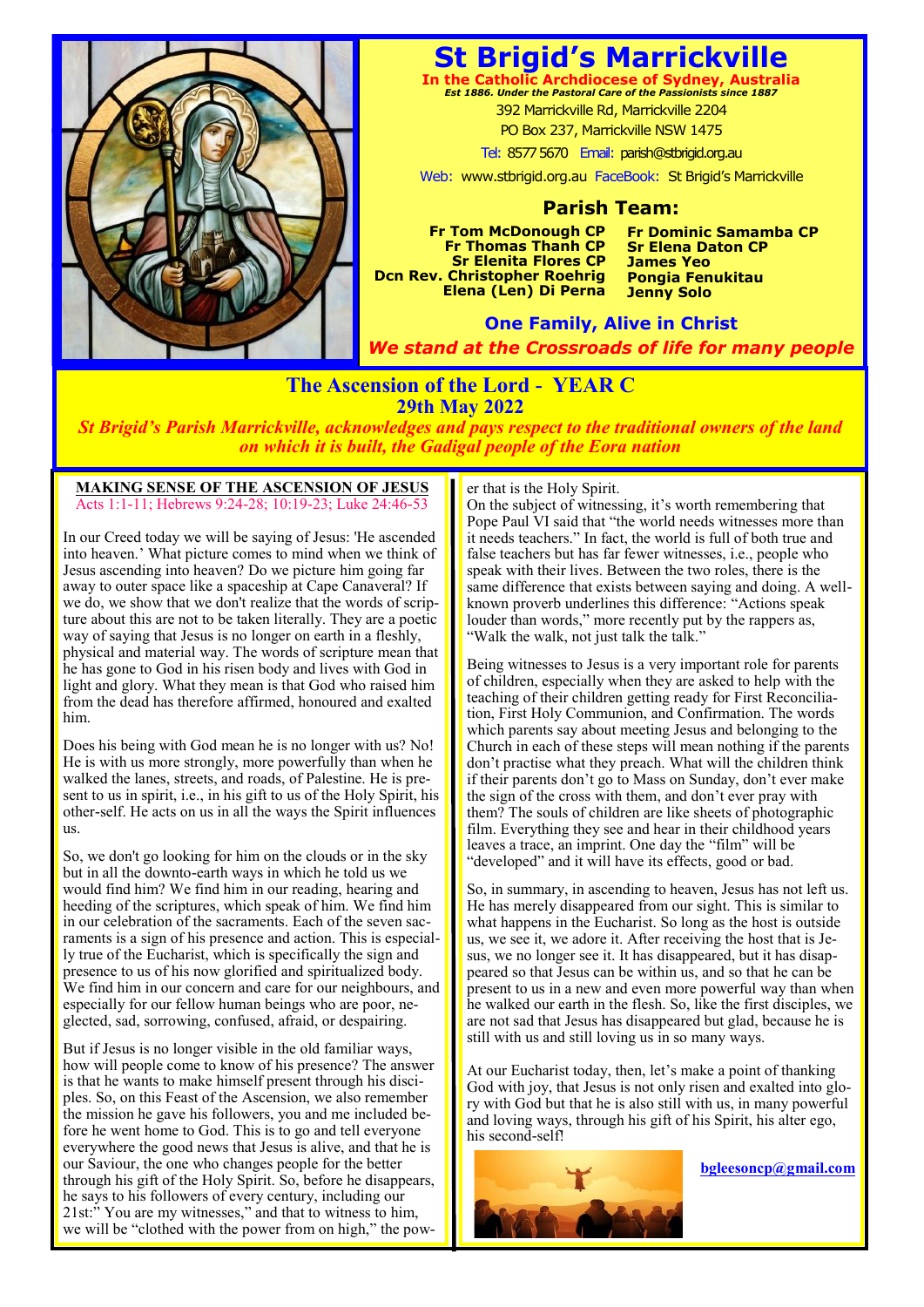# St Brigid's Marrickville

**In the Catholic Archdiocese of Sydney, Australia**

*Est 1886. Under the Pastoral Care of the Passionists since 1887*

392 Marrickville Rd, Marrickville 2204

PO Box 237, Marrickville NSW 1475

Tel: 8577 5670 Email: parish@stbrigid.org.au

Web: www.stbrigid.org.au FaceBook: St Brigid's Marrickville

## Parish Team:

**Fr Tom McDonough CP**
**Fr Thomas Thanh CP**
**Sr Elenita Flores CP**
**Dcn Rev. Christopher Roehrig**
**Elena (Len) Di Perna**
**Fr Dominic Samamba CP**
**Sr Elena Daton CP**
**James Yeo**
**Pongia Fenukitau**
**Jenny Solo**

**One Family, Alive in Christ**

***We stand at the Crossroads of life for many people***

## The Ascension of the Lord - YEAR C

**29th May 2022**

***St Brigid's Parish Marrickville, acknowledges and pays respect to the traditional owners of the land on which it is built, the Gadigal people of the Eora nation***

### MAKING SENSE OF THE ASCENSION OF JESUS

Acts 1:1-11; Hebrews 9:24-28; 10:19-23; Luke 24:46-53

In our Creed today we will be saying of Jesus: 'He ascended into heaven.' What picture comes to mind when we think of Jesus ascending into heaven? Do we picture him going far away to outer space like a spaceship at Cape Canaveral? If we do, we show that we don't realize that the words of scripture about this are not to be taken literally. They are a poetic way of saying that Jesus is no longer on earth in a fleshly, physical and material way. The words of scripture mean that he has gone to God in his risen body and lives with God in light and glory. What they mean is that God who raised him from the dead has therefore affirmed, honoured and exalted him.

Does his being with God mean he is no longer with us? No! He is with us more strongly, more powerfully than when he walked the lanes, streets, and roads, of Palestine. He is present to us in spirit, i.e., in his gift to us of the Holy Spirit, his other-self. He acts on us in all the ways the Spirit influences us.

So, we don't go looking for him on the clouds or in the sky but in all the downto-earth ways in which he told us we would find him? We find him in our reading, hearing and heeding of the scriptures, which speak of him. We find him in our celebration of the sacraments. Each of the seven sacraments is a sign of his presence and action. This is especially true of the Eucharist, which is specifically the sign and presence to us of his now glorified and spiritualized body. We find him in our concern and care for our neighbours, and especially for our fellow human beings who are poor, neglected, sad, sorrowing, confused, afraid, or despairing.

But if Jesus is no longer visible in the old familiar ways, how will people come to know of his presence? The answer is that he wants to make himself present through his disciples. So, on this Feast of the Ascension, we also remember the mission he gave his followers, you and me included before he went home to God. This is to go and tell everyone everywhere the good news that Jesus is alive, and that he is our Saviour, the one who changes people for the better through his gift of the Holy Spirit. So, before he disappears, he says to his followers of every century, including our 21st:" You are my witnesses," and that to witness to him, we will be "clothed with the power from on high," the power that is the Holy Spirit.

On the subject of witnessing, it's worth remembering that Pope Paul VI said that "the world needs witnesses more than it needs teachers." In fact, the world is full of both true and false teachers but has far fewer witnesses, i.e., people who speak with their lives. Between the two roles, there is the same difference that exists between saying and doing. A well-known proverb underlines this difference: "Actions speak louder than words," more recently put by the rappers as, "Walk the walk, not just talk the talk."

Being witnesses to Jesus is a very important role for parents of children, especially when they are asked to help with the teaching of their children getting ready for First Reconciliation, First Holy Communion, and Confirmation. The words which parents say about meeting Jesus and belonging to the Church in each of these steps will mean nothing if the parents don't practise what they preach. What will the children think if their parents don't go to Mass on Sunday, don't ever make the sign of the cross with them, and don't ever pray with them? The souls of children are like sheets of photographic film. Everything they see and hear in their childhood years leaves a trace, an imprint. One day the "film" will be "developed" and it will have its effects, good or bad.

So, in summary, in ascending to heaven, Jesus has not left us. He has merely disappeared from our sight. This is similar to what happens in the Eucharist. So long as the host is outside us, we see it, we adore it. After receiving the host that is Jesus, we no longer see it. It has disappeared, but it has disappeared so that Jesus can be within us, and so that he can be present to us in a new and even more powerful way than when he walked our earth in the flesh. So, like the first disciples, we are not sad that Jesus has disappeared but glad, because he is still with us and still loving us in so many ways.

At our Eucharist today, then, let's make a point of thanking God with joy, that Jesus is not only risen and exalted into glory with God but that he is also still with us, in many powerful and loving ways, through his gift of his Spirit, his alter ego, his second-self!

**bgleesoncp@gmail.com**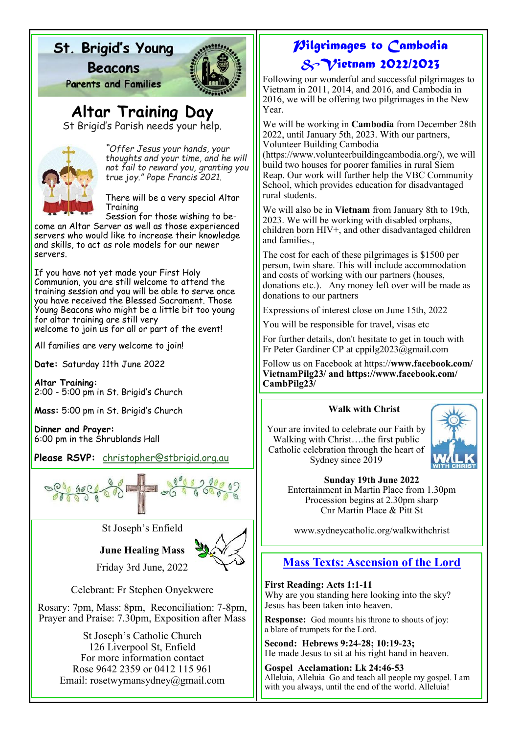## St. Brigid's Young Beacons

Parents and Families

# Altar Training Day

St Brigid's Parish needs your help.

*"Offer Jesus your hands, your thoughts and your time, and he will not fail to reward you, granting you true joy." Pope Francis 2021.*

There will be a very special Altar Training Session for those wishing to become an Altar Server as well as those experienced servers who would like to increase their knowledge and skills, to act as role models for our newer servers.

If you have not yet made your First Holy Communion, you are still welcome to attend the training session and you will be able to serve once you have received the Blessed Sacrament. Those Young Beacons who might be a little bit too young for altar training are still very welcome to join us for all or part of the event!

All families are very welcome to join!

**Date:** Saturday 11th June 2022

**Altar Training:**
2:00 - 5:00 pm in St. Brigid's Church

**Mass:** 5:00 pm in St. Brigid's Church

**Dinner and Prayer:**
6:00 pm in the Shrublands Hall

**Please RSVP:** christopher@stbrigid.org.au

St Joseph's Enfield

**June Healing Mass**

Friday 3rd June, 2022

Celebrant: Fr Stephen Onyekwere

Rosary: 7pm, Mass: 8pm, Reconciliation: 7-8pm, Prayer and Praise: 7.30pm, Exposition after Mass

St Joseph's Catholic Church
126 Liverpool St, Enfield
For more information contact
Rose 9642 2359 or 0412 115 961
Email: rosetwymansydney@gmail.com

## Pilgrimages to Cambodia & Vietnam 2022/2023

Following our wonderful and successful pilgrimages to Vietnam in 2011, 2014, and 2016, and Cambodia in 2016, we will be offering two pilgrimages in the New Year.

We will be working in **Cambodia** from December 28th 2022, until January 5th, 2023. With our partners, Volunteer Building Cambodia (https://www.volunteerbuildingcambodia.org/), we will build two houses for poorer families in rural Siem Reap. Our work will further help the VBC Community School, which provides education for disadvantaged rural students.

We will also be in **Vietnam** from January 8th to 19th, 2023. We will be working with disabled orphans, children born HIV+, and other disadvantaged children and families.,

The cost for each of these pilgrimages is $1500 per person, twin share. This will include accommodation and costs of working with our partners (houses, donations etc.). Any money left over will be made as donations to our partners

Expressions of interest close on June 15th, 2022

You will be responsible for travel, visas etc

For further details, don't hesitate to get in touch with Fr Peter Gardiner CP at cppilg2023@gmail.com

Follow us on Facebook at https://**www.facebook.com/VietnamPilg23/ and https://www.facebook.com/CambPilg23/**

### Walk with Christ

Your are invited to celebrate our Faith by Walking with Christ….the first public Catholic celebration through the heart of Sydney since 2019

**Sunday 19th June 2022**
Entertainment in Martin Place from 1.30pm
Procession begins at 2.30pm sharp
Cnr Martin Place & Pitt St

www.sydneycatholic.org/walkwithchrist

## Mass Texts: Ascension of the Lord

**First Reading: Acts 1:1-11**
Why are you standing here looking into the sky? Jesus has been taken into heaven.

**Response:** God mounts his throne to shouts of joy: a blare of trumpets for the Lord.

**Second: Hebrews 9:24-28; 10:19-23;**
He made Jesus to sit at his right hand in heaven.

**Gospel Acclamation: Lk 24:46-53**
Alleluia, Alleluia Go and teach all people my gospel. I am with you always, until the end of the world. Alleluia!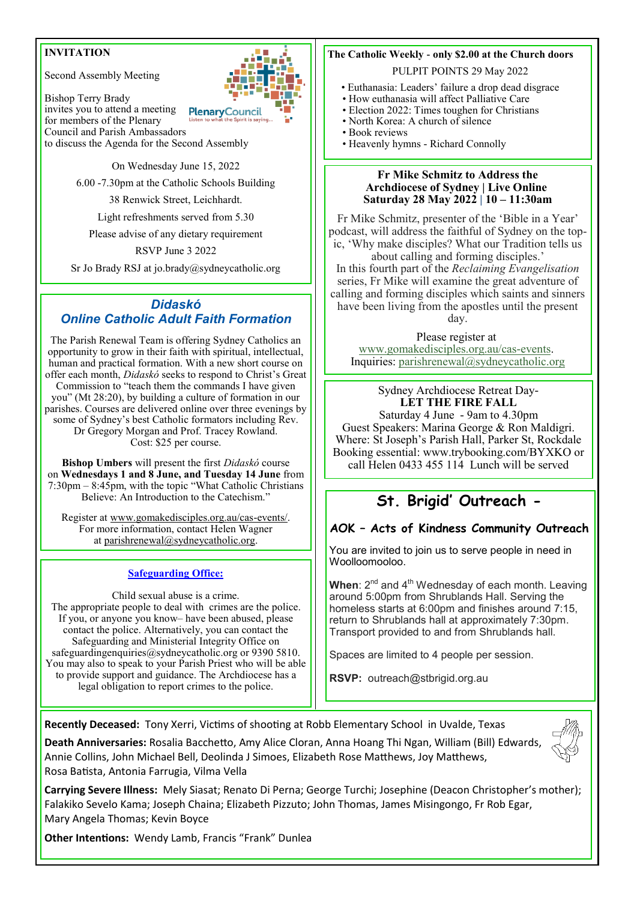**INVITATION**

Second Assembly Meeting

Bishop Terry Brady invites you to attend a meeting for members of the Plenary Council and Parish Ambassadors to discuss the Agenda for the Second Assembly

PlenaryCouncil
Listen to what the Spirit is saying...

On Wednesday June 15, 2022

6.00 -7.30pm at the Catholic Schools Building

38 Renwick Street, Leichhardt.

Light refreshments served from 5.30

Please advise of any dietary requirement

RSVP June 3 2022

Sr Jo Brady RSJ at jo.brady@sydneycatholic.org

## *Didaskó*
## *Online Catholic Adult Faith Formation*

The Parish Renewal Team is offering Sydney Catholics an opportunity to grow in their faith with spiritual, intellectual, human and practical formation. With a new short course on offer each month, *Didaskó* seeks to respond to Christ's Great Commission to "teach them the commands I have given you" (Mt 28:20), by building a culture of formation in our parishes. Courses are delivered online over three evenings by some of Sydney's best Catholic formators including Rev. Dr Gregory Morgan and Prof. Tracey Rowland.
Cost: $25 per course.

**Bishop Umbers** will present the first *Didaskó* course on **Wednesdays 1 and 8 June, and Tuesday 14 June** from 7:30pm – 8:45pm, with the topic "What Catholic Christians Believe: An Introduction to the Catechism."

Register at www.gomakedisciples.org.au/cas-events/.
For more information, contact Helen Wagner at parishrenewal@sydneycatholic.org.

**Safeguarding Office:**

Child sexual abuse is a crime.
The appropriate people to deal with crimes are the police. If you, or anyone you know– have been abused, please contact the police. Alternatively, you can contact the Safeguarding and Ministerial Integrity Office on safeguardingenquiries@sydneycatholic.org or 9390 5810. You may also to speak to your Parish Priest who will be able to provide support and guidance. The Archdiocese has a legal obligation to report crimes to the police.

**The Catholic Weekly - only $2.00 at the Church doors**

PULPIT POINTS 29 May 2022

- Euthanasia: Leaders' failure a drop dead disgrace
- How euthanasia will affect Palliative Care
- Election 2022: Times toughen for Christians
- North Korea: A church of silence
- Book reviews
- Heavenly hymns - Richard Connolly

**Fr Mike Schmitz to Address the Archdiocese of Sydney | Live Online Saturday 28 May 2022 | 10 – 11:30am**

Fr Mike Schmitz, presenter of the 'Bible in a Year' podcast, will address the faithful of Sydney on the topic, 'Why make disciples? What our Tradition tells us about calling and forming disciples.'
In this fourth part of the *Reclaiming Evangelisation* series, Fr Mike will examine the great adventure of calling and forming disciples which saints and sinners have been living from the apostles until the present day.

Please register at
www.gomakedisciples.org.au/cas-events.
Inquiries: parishrenewal@sydneycatholic.org

Sydney Archdiocese Retreat Day-
**LET THE FIRE FALL**
Saturday 4 June - 9am to 4.30pm
Guest Speakers: Marina George & Ron Maldigri.
Where: St Joseph's Parish Hall, Parker St, Rockdale
Booking essential: www.trybooking.com/BYXKO or call Helen 0433 455 114 Lunch will be served

## St. Brigid' Outreach -

### AOK – Acts of Kindness Community Outreach

You are invited to join us to serve people in need in Woolloomooloo.

**When**: 2nd and 4th Wednesday of each month. Leaving around 5:00pm from Shrublands Hall. Serving the homeless starts at 6:00pm and finishes around 7:15, return to Shrublands hall at approximately 7:30pm. Transport provided to and from Shrublands hall.

Spaces are limited to 4 people per session.

**RSVP:** outreach@stbrigid.org.au

**Recently Deceased:** Tony Xerri, Victims of shooting at Robb Elementary School in Uvalde, Texas

**Death Anniversaries:** Rosalia Bacchetto, Amy Alice Cloran, Anna Hoang Thi Ngan, William (Bill) Edwards, Annie Collins, John Michael Bell, Deolinda J Simoes, Elizabeth Rose Matthews, Joy Matthews, Rosa Batista, Antonia Farrugia, Vilma Vella

**Carrying Severe Illness:** Mely Siasat; Renato Di Perna; George Turchi; Josephine (Deacon Christopher's mother); Falakiko Sevelo Kama; Joseph Chaina; Elizabeth Pizzuto; John Thomas, James Misingongo, Fr Rob Egar, Mary Angela Thomas; Kevin Boyce

**Other Intentions:** Wendy Lamb, Francis "Frank" Dunlea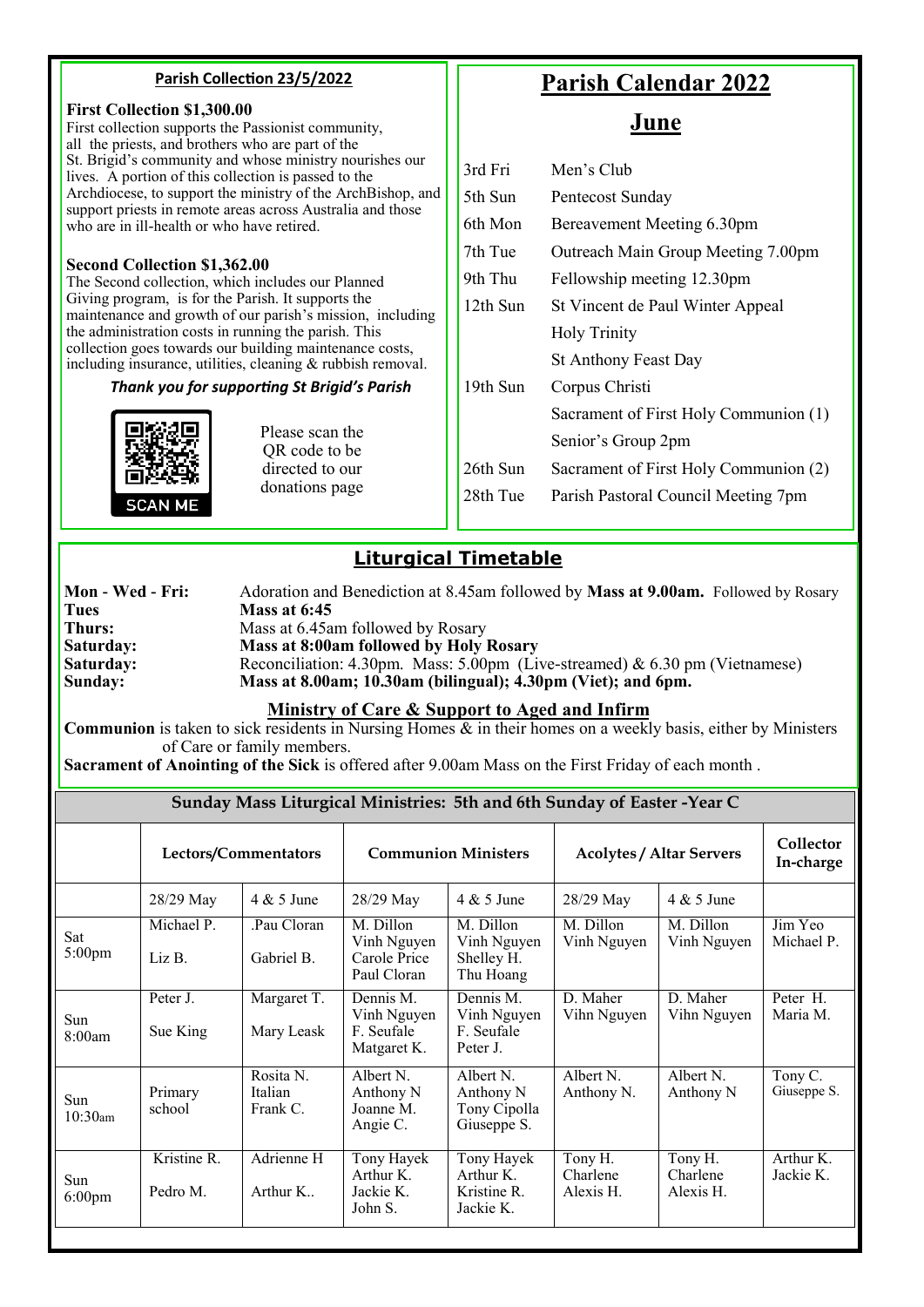## Parish Collection 23/5/2022

**First Collection $1,300.00**
First collection supports the Passionist community, all the priests, and brothers who are part of the St. Brigid's community and whose ministry nourishes our lives. A portion of this collection is passed to the Archdiocese, to support the ministry of the ArchBishop, and support priests in remote areas across Australia and those who are in ill-health or who have retired.

**Second Collection $1,362.00**
The Second collection, which includes our Planned Giving program, is for the Parish. It supports the maintenance and growth of our parish's mission, including the administration costs in running the parish. This collection goes towards our building maintenance costs, including insurance, utilities, cleaning & rubbish removal.

***Thank you for supporting St Brigid's Parish***

SCAN ME

Please scan the QR code to be directed to our donations page

## Parish Calendar 2022

## June

| | |
|---|---|
| 3rd Fri | Men's Club |
| 5th Sun | Pentecost Sunday |
| 6th Mon | Bereavement Meeting 6.30pm |
| 7th Tue | Outreach Main Group Meeting 7.00pm |
| 9th Thu | Fellowship meeting 12.30pm |
| 12th Sun | St Vincent de Paul Winter Appeal |
| | Holy Trinity |
| | St Anthony Feast Day |
| 19th Sun | Corpus Christi |
| | Sacrament of First Holy Communion (1) |
| | Senior's Group 2pm |
| 26th Sun | Sacrament of First Holy Communion (2) |
| 28th Tue | Parish Pastoral Council Meeting 7pm |

## Liturgical Timetable

| | |
|---|---|
| **Mon - Wed - Fri:** | Adoration and Benediction at 8.45am followed by **Mass at 9.00am.** Followed by Rosary |
| **Tues** | **Mass at 6:45** |
| **Thurs:** | Mass at 6.45am followed by Rosary |
| **Saturday:** | **Mass at 8:00am followed by Holy Rosary** |
| **Saturday:** | Reconciliation: 4.30pm. Mass: 5.00pm (Live-streamed) & 6.30 pm (Vietnamese) |
| **Sunday:** | **Mass at 8.00am; 10.30am (bilingual); 4.30pm (Viet); and 6pm.** |

### Ministry of Care & Support to Aged and Infirm

**Communion** is taken to sick residents in Nursing Homes & in their homes on a weekly basis, either by Ministers of Care or family members.

**Sacrament of Anointing of the Sick** is offered after 9.00am Mass on the First Friday of each month .

### Sunday Mass Liturgical Ministries: 5th and 6th Sunday of Easter -Year C

| | Lectors/Commentators | | Communion Ministers | | Acolytes / Altar Servers | | Collector In-charge |
|---|---|---|---|---|---|---|---|
| | 28/29 May | 4 & 5 June | 28/29 May | 4 & 5 June | 28/29 May | 4 & 5 June | |
| Sat 5:00pm | Michael P. Liz B. | .Pau Cloran Gabriel B. | M. Dillon Vinh Nguyen Carole Price Paul Cloran | M. Dillon Vinh Nguyen Shelley H. Thu Hoang | M. Dillon Vinh Nguyen | M. Dillon Vinh Nguyen | Jim Yeo Michael P. |
| Sun 8:00am | Peter J. Sue King | Margaret T. Mary Leask | Dennis M. Vinh Nguyen F. Seufale Matgaret K. | Dennis M. Vinh Nguyen F. Seufale Peter J. | D. Maher Vihn Nguyen | D. Maher Vihn Nguyen | Peter H. Maria M. |
| Sun 10:30am | Primary school | Rosita N. Italian Frank C. | Albert N. Anthony N Joanne M. Angie C. | Albert N. Anthony N Tony Cipolla Giuseppe S. | Albert N. Anthony N. | Albert N. Anthony N | Tony C. Giuseppe S. |
| Sun 6:00pm | Kristine R. Pedro M. | Adrienne H Arthur K.. | Tony Hayek Arthur K. Jackie K. John S. | Tony Hayek Arthur K. Kristine R. Jackie K. | Tony H. Charlene Alexis H. | Tony H. Charlene Alexis H. | Arthur K. Jackie K. |